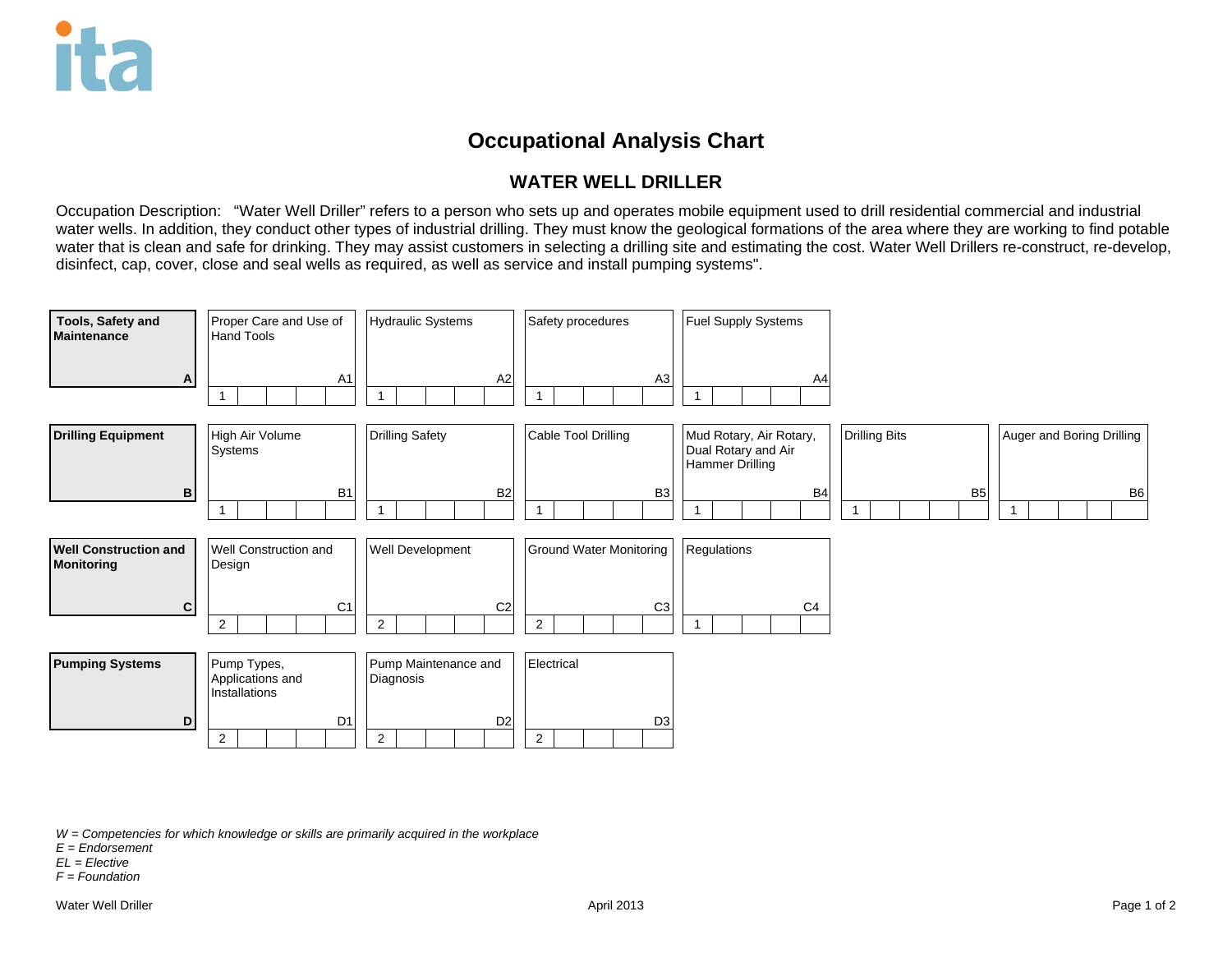ita

# Occupational Analysis Chart

## WATER WELL DRILLER

Occupation Description: "Water Well Driller" refers to a person who sets up and operates mobile equipment used to drill residential commercial and industrial water wells. In addition, they conduct other types of industrial drilling. They must know the geological formations of the area where they are working to find potable water that is clean and safe for drinking. They may assist customers in selecting a drilling site and estimating the cost. Water Well Drillers re-construct, re-develop, disinfect, cap, cover, close and seal wells as required, as well as service and install pumping systems".

| Block | | | | | | |
|---|---|---|---|---|---|---|
| **Tools, Safety and Maintenance** (A) | Proper Care and Use of Hand Tools (A1) — 1 | Hydraulic Systems (A2) — 1 | Safety procedures (A3) — 1 | Fuel Supply Systems (A4) — 1 | | |
| **Drilling Equipment** (B) | High Air Volume Systems (B1) — 1 | Drilling Safety (B2) — 1 | Cable Tool Drilling (B3) — 1 | Mud Rotary, Air Rotary, Dual Rotary and Air Hammer Drilling (B4) — 1 | Drilling Bits (B5) — 1 | Auger and Boring Drilling (B6) — 1 |
| **Well Construction and Monitoring** (C) | Well Construction and Design (C1) — 2 | Well Development (C2) — 2 | Ground Water Monitoring (C3) — 2 | Regulations (C4) — 1 | | |
| **Pumping Systems** (D) | Pump Types, Applications and Installations (D1) — 2 | Pump Maintenance and Diagnosis (D2) — 2 | Electrical (D3) — 2 | | | |

*W = Competencies for which knowledge or skills are primarily acquired in the workplace*
*E = Endorsement*
*EL = Elective*
*F = Foundation*

Water Well Driller — April 2013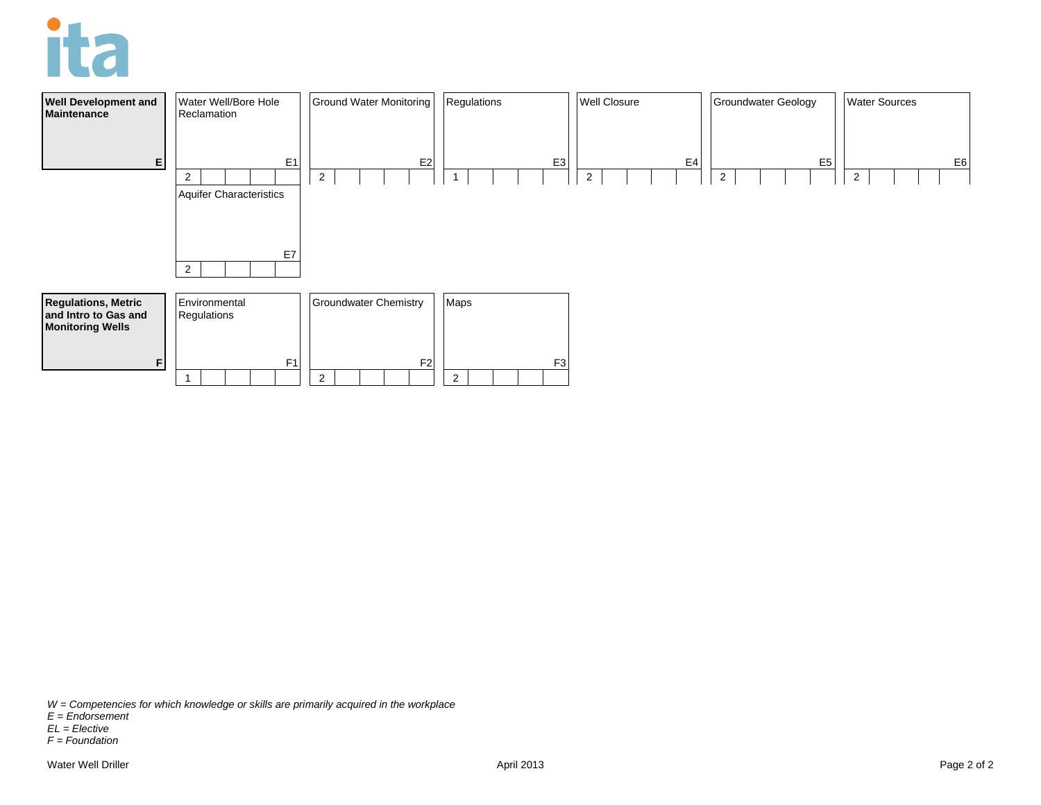ita

| Line | Competency | Code | Level |
|---|---|---|---|
| **Well Development and Maintenance** (E) | Water Well/Bore Hole Reclamation | E1 | 2 |
| | Ground Water Monitoring | E2 | 2 |
| | Regulations | E3 | 1 |
| | Well Closure | E4 | 2 |
| | Groundwater Geology | E5 | 2 |
| | Water Sources | E6 | 2 |
| | Aquifer Characteristics | E7 | 2 |
| **Regulations, Metric and Intro to Gas and Monitoring Wells** (F) | Environmental Regulations | F1 | 1 |
| | Groundwater Chemistry | F2 | 2 |
| | Maps | F3 | 2 |

*W = Competencies for which knowledge or skills are primarily acquired in the workplace*
*E = Endorsement*
*EL = Elective*
*F = Foundation*

Water Well Driller

April 2013